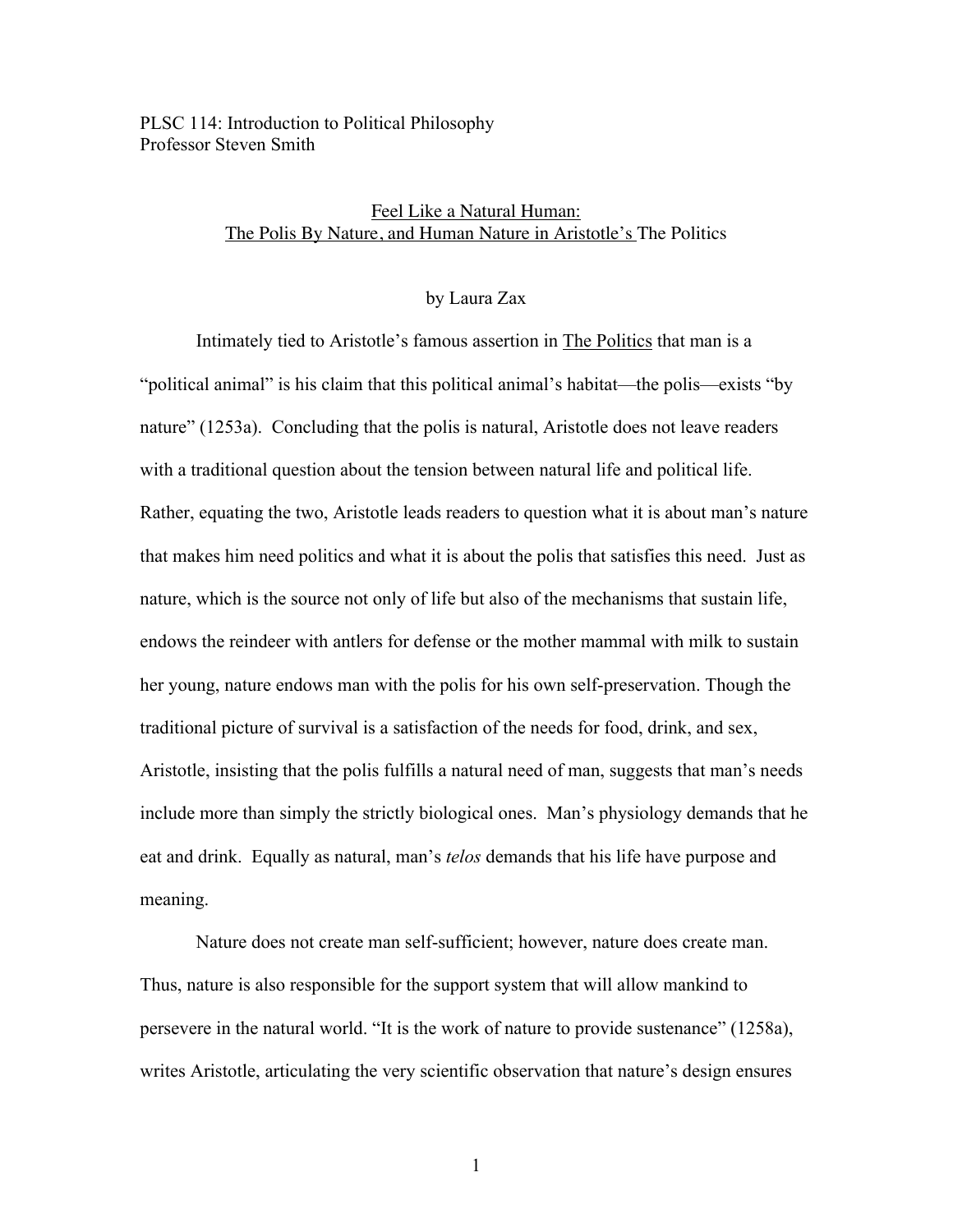PLSC 114: Introduction to Political Philosophy
Professor Steven Smith

# Feel Like a Natural Human: The Polis By Nature, and Human Nature in Aristotle's The Politics

by Laura Zax

Intimately tied to Aristotle's famous assertion in The Politics that man is a "political animal" is his claim that this political animal's habitat—the polis—exists "by nature" (1253a). Concluding that the polis is natural, Aristotle does not leave readers with a traditional question about the tension between natural life and political life. Rather, equating the two, Aristotle leads readers to question what it is about man's nature that makes him need politics and what it is about the polis that satisfies this need. Just as nature, which is the source not only of life but also of the mechanisms that sustain life, endows the reindeer with antlers for defense or the mother mammal with milk to sustain her young, nature endows man with the polis for his own self-preservation. Though the traditional picture of survival is a satisfaction of the needs for food, drink, and sex, Aristotle, insisting that the polis fulfills a natural need of man, suggests that man's needs include more than simply the strictly biological ones. Man's physiology demands that he eat and drink. Equally as natural, man's *telos* demands that his life have purpose and meaning.

Nature does not create man self-sufficient; however, nature does create man. Thus, nature is also responsible for the support system that will allow mankind to persevere in the natural world. "It is the work of nature to provide sustenance" (1258a), writes Aristotle, articulating the very scientific observation that nature's design ensures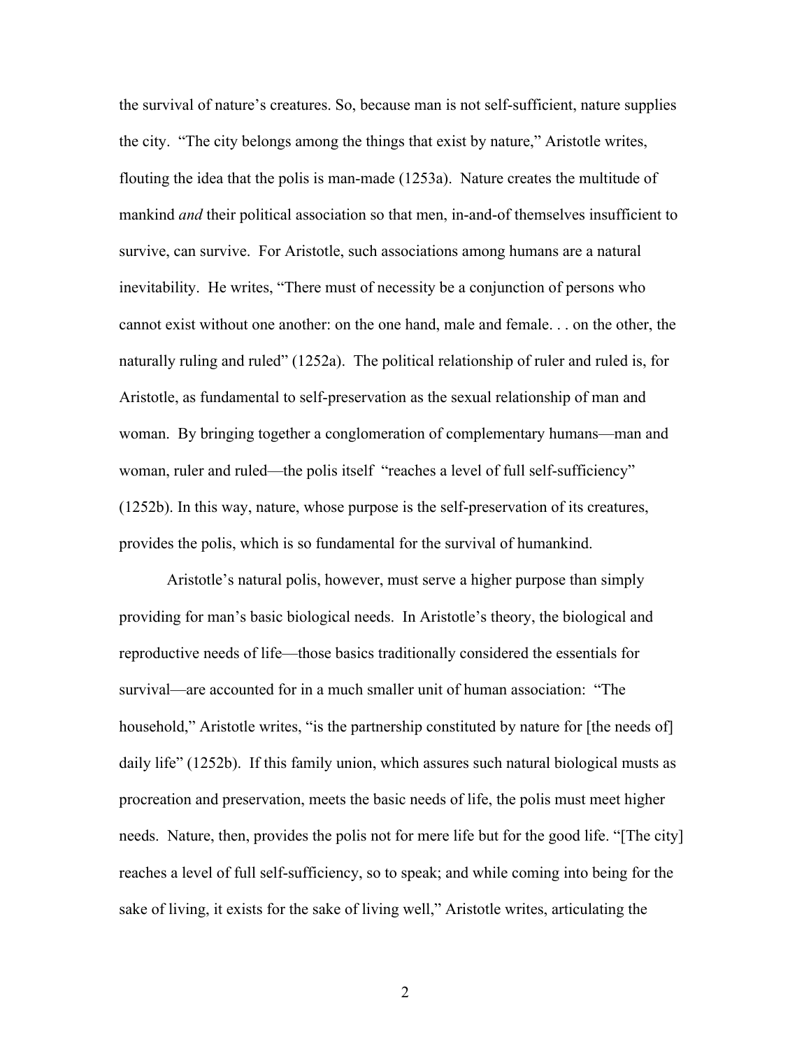the survival of nature's creatures. So, because man is not self-sufficient, nature supplies the city. "The city belongs among the things that exist by nature," Aristotle writes, flouting the idea that the polis is man-made (1253a). Nature creates the multitude of mankind *and* their political association so that men, in-and-of themselves insufficient to survive, can survive. For Aristotle, such associations among humans are a natural inevitability. He writes, "There must of necessity be a conjunction of persons who cannot exist without one another: on the one hand, male and female. . . on the other, the naturally ruling and ruled" (1252a). The political relationship of ruler and ruled is, for Aristotle, as fundamental to self-preservation as the sexual relationship of man and woman. By bringing together a conglomeration of complementary humans—man and woman, ruler and ruled—the polis itself "reaches a level of full self-sufficiency" (1252b). In this way, nature, whose purpose is the self-preservation of its creatures, provides the polis, which is so fundamental for the survival of humankind.

Aristotle's natural polis, however, must serve a higher purpose than simply providing for man's basic biological needs. In Aristotle's theory, the biological and reproductive needs of life—those basics traditionally considered the essentials for survival—are accounted for in a much smaller unit of human association: "The household," Aristotle writes, "is the partnership constituted by nature for [the needs of] daily life" (1252b). If this family union, which assures such natural biological musts as procreation and preservation, meets the basic needs of life, the polis must meet higher needs. Nature, then, provides the polis not for mere life but for the good life. "[The city] reaches a level of full self-sufficiency, so to speak; and while coming into being for the sake of living, it exists for the sake of living well," Aristotle writes, articulating the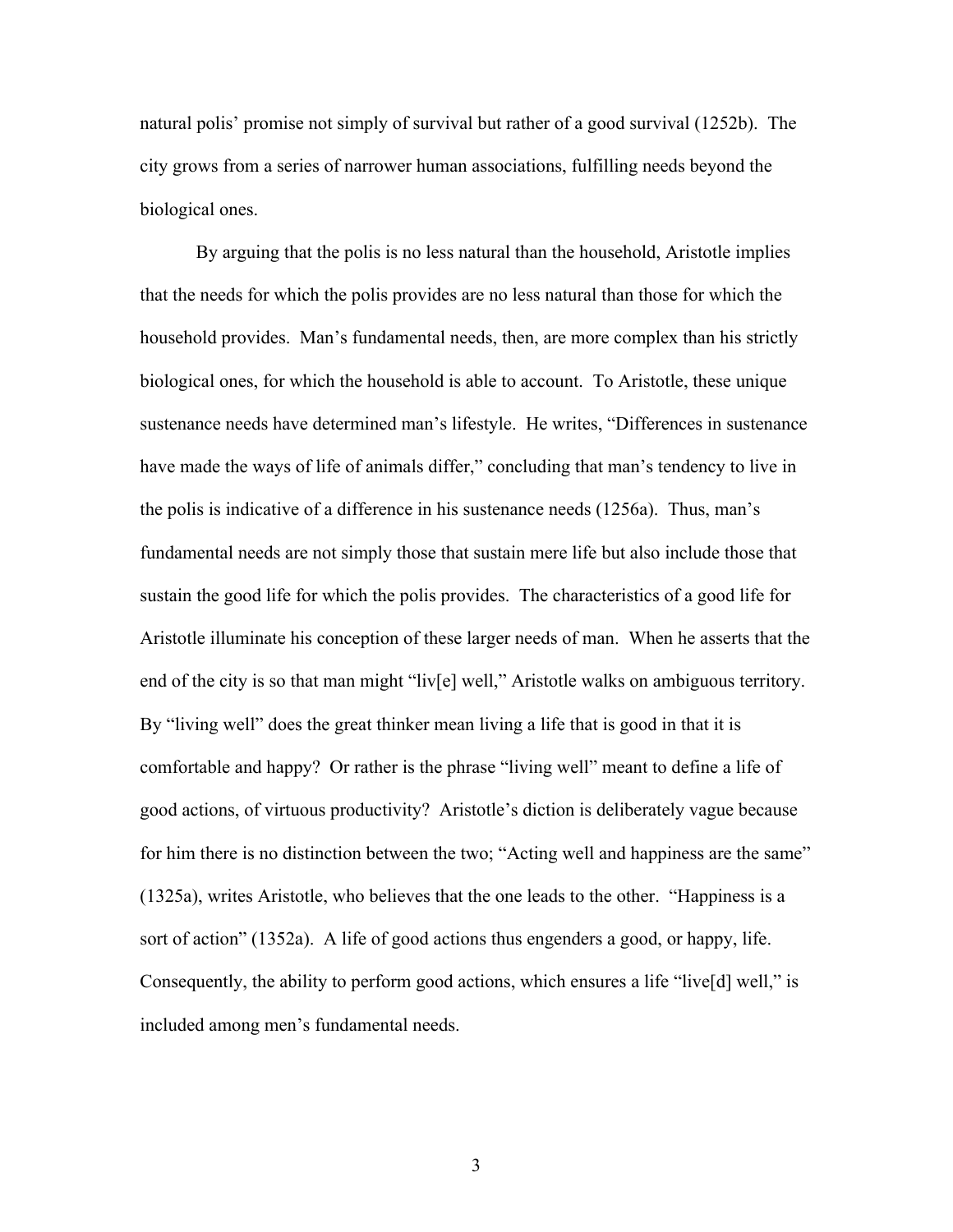natural polis' promise not simply of survival but rather of a good survival (1252b). The city grows from a series of narrower human associations, fulfilling needs beyond the biological ones.

By arguing that the polis is no less natural than the household, Aristotle implies that the needs for which the polis provides are no less natural than those for which the household provides. Man's fundamental needs, then, are more complex than his strictly biological ones, for which the household is able to account. To Aristotle, these unique sustenance needs have determined man's lifestyle. He writes, "Differences in sustenance have made the ways of life of animals differ," concluding that man's tendency to live in the polis is indicative of a difference in his sustenance needs (1256a). Thus, man's fundamental needs are not simply those that sustain mere life but also include those that sustain the good life for which the polis provides. The characteristics of a good life for Aristotle illuminate his conception of these larger needs of man. When he asserts that the end of the city is so that man might "liv[e] well," Aristotle walks on ambiguous territory. By "living well" does the great thinker mean living a life that is good in that it is comfortable and happy? Or rather is the phrase "living well" meant to define a life of good actions, of virtuous productivity? Aristotle's diction is deliberately vague because for him there is no distinction between the two; "Acting well and happiness are the same" (1325a), writes Aristotle, who believes that the one leads to the other. "Happiness is a sort of action" (1352a). A life of good actions thus engenders a good, or happy, life. Consequently, the ability to perform good actions, which ensures a life "live[d] well," is included among men's fundamental needs.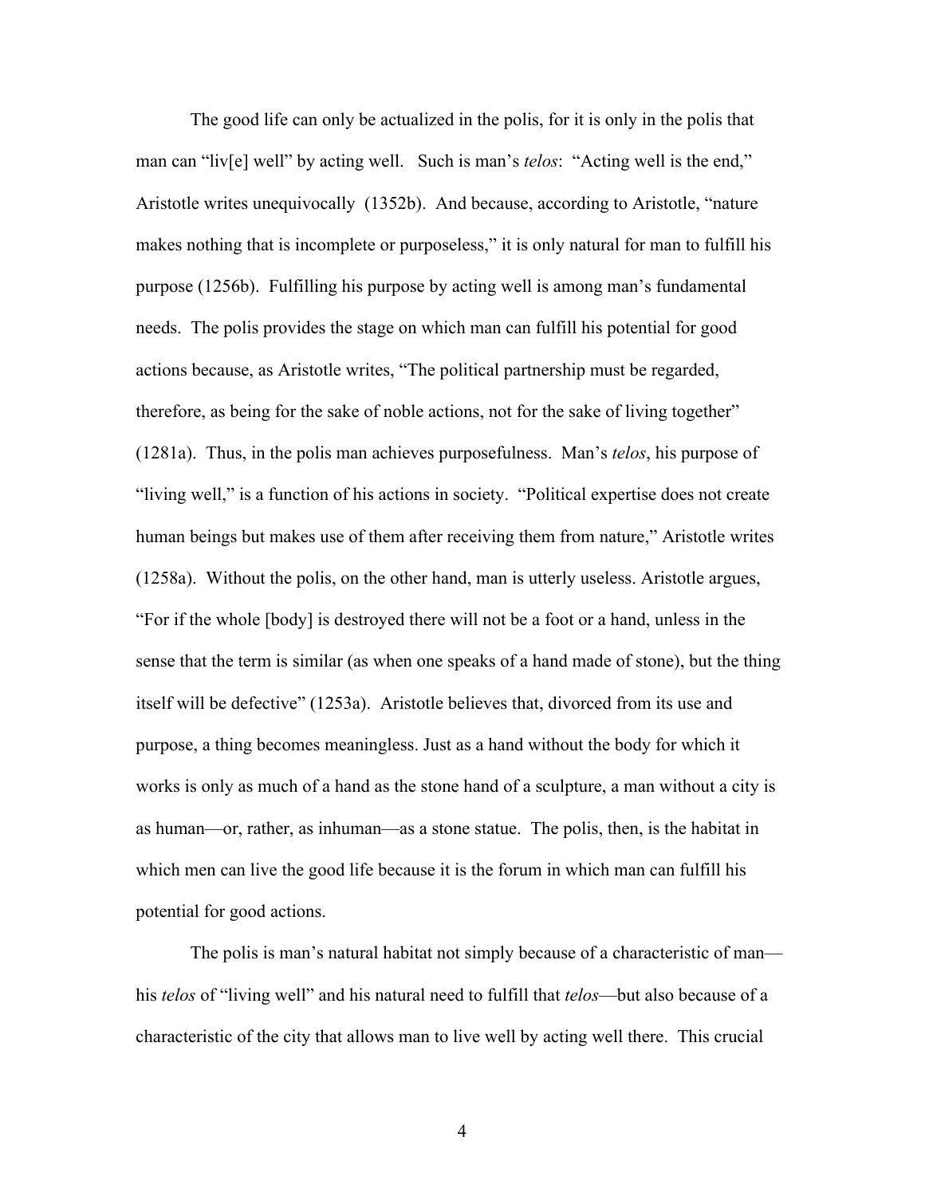The good life can only be actualized in the polis, for it is only in the polis that man can "liv[e] well" by acting well. Such is man's *telos*: "Acting well is the end," Aristotle writes unequivocally (1352b). And because, according to Aristotle, "nature makes nothing that is incomplete or purposeless," it is only natural for man to fulfill his purpose (1256b). Fulfilling his purpose by acting well is among man's fundamental needs. The polis provides the stage on which man can fulfill his potential for good actions because, as Aristotle writes, "The political partnership must be regarded, therefore, as being for the sake of noble actions, not for the sake of living together" (1281a). Thus, in the polis man achieves purposefulness. Man's *telos*, his purpose of "living well," is a function of his actions in society. "Political expertise does not create human beings but makes use of them after receiving them from nature," Aristotle writes (1258a). Without the polis, on the other hand, man is utterly useless. Aristotle argues, "For if the whole [body] is destroyed there will not be a foot or a hand, unless in the sense that the term is similar (as when one speaks of a hand made of stone), but the thing itself will be defective" (1253a). Aristotle believes that, divorced from its use and purpose, a thing becomes meaningless. Just as a hand without the body for which it works is only as much of a hand as the stone hand of a sculpture, a man without a city is as human—or, rather, as inhuman—as a stone statue. The polis, then, is the habitat in which men can live the good life because it is the forum in which man can fulfill his potential for good actions.

The polis is man's natural habitat not simply because of a characteristic of man—his *telos* of "living well" and his natural need to fulfill that *telos*—but also because of a characteristic of the city that allows man to live well by acting well there. This crucial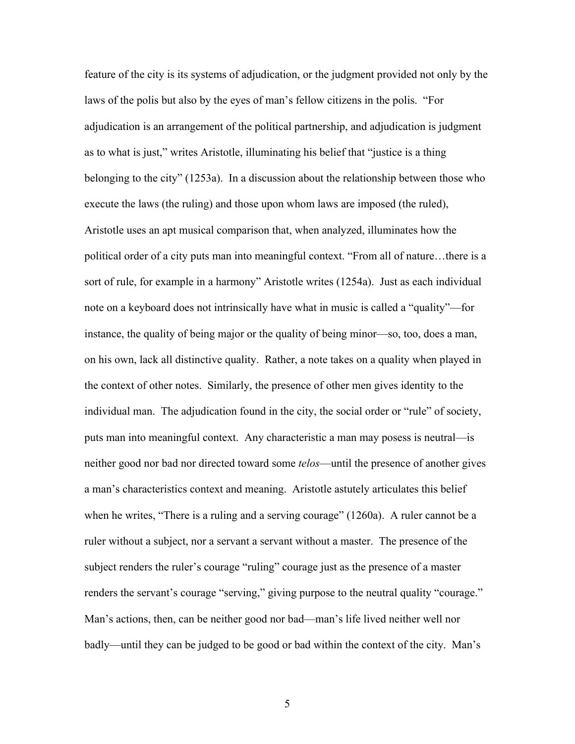feature of the city is its systems of adjudication, or the judgment provided not only by the laws of the polis but also by the eyes of man's fellow citizens in the polis. "For adjudication is an arrangement of the political partnership, and adjudication is judgment as to what is just," writes Aristotle, illuminating his belief that "justice is a thing belonging to the city" (1253a). In a discussion about the relationship between those who execute the laws (the ruling) and those upon whom laws are imposed (the ruled), Aristotle uses an apt musical comparison that, when analyzed, illuminates how the political order of a city puts man into meaningful context. "From all of nature…there is a sort of rule, for example in a harmony" Aristotle writes (1254a). Just as each individual note on a keyboard does not intrinsically have what in music is called a "quality"—for instance, the quality of being major or the quality of being minor—so, too, does a man, on his own, lack all distinctive quality. Rather, a note takes on a quality when played in the context of other notes. Similarly, the presence of other men gives identity to the individual man. The adjudication found in the city, the social order or "rule" of society, puts man into meaningful context. Any characteristic a man may posess is neutral—is neither good nor bad nor directed toward some *telos*—until the presence of another gives a man's characteristics context and meaning. Aristotle astutely articulates this belief when he writes, "There is a ruling and a serving courage" (1260a). A ruler cannot be a ruler without a subject, nor a servant a servant without a master. The presence of the subject renders the ruler's courage "ruling" courage just as the presence of a master renders the servant's courage "serving," giving purpose to the neutral quality "courage." Man's actions, then, can be neither good nor bad—man's life lived neither well nor badly—until they can be judged to be good or bad within the context of the city. Man's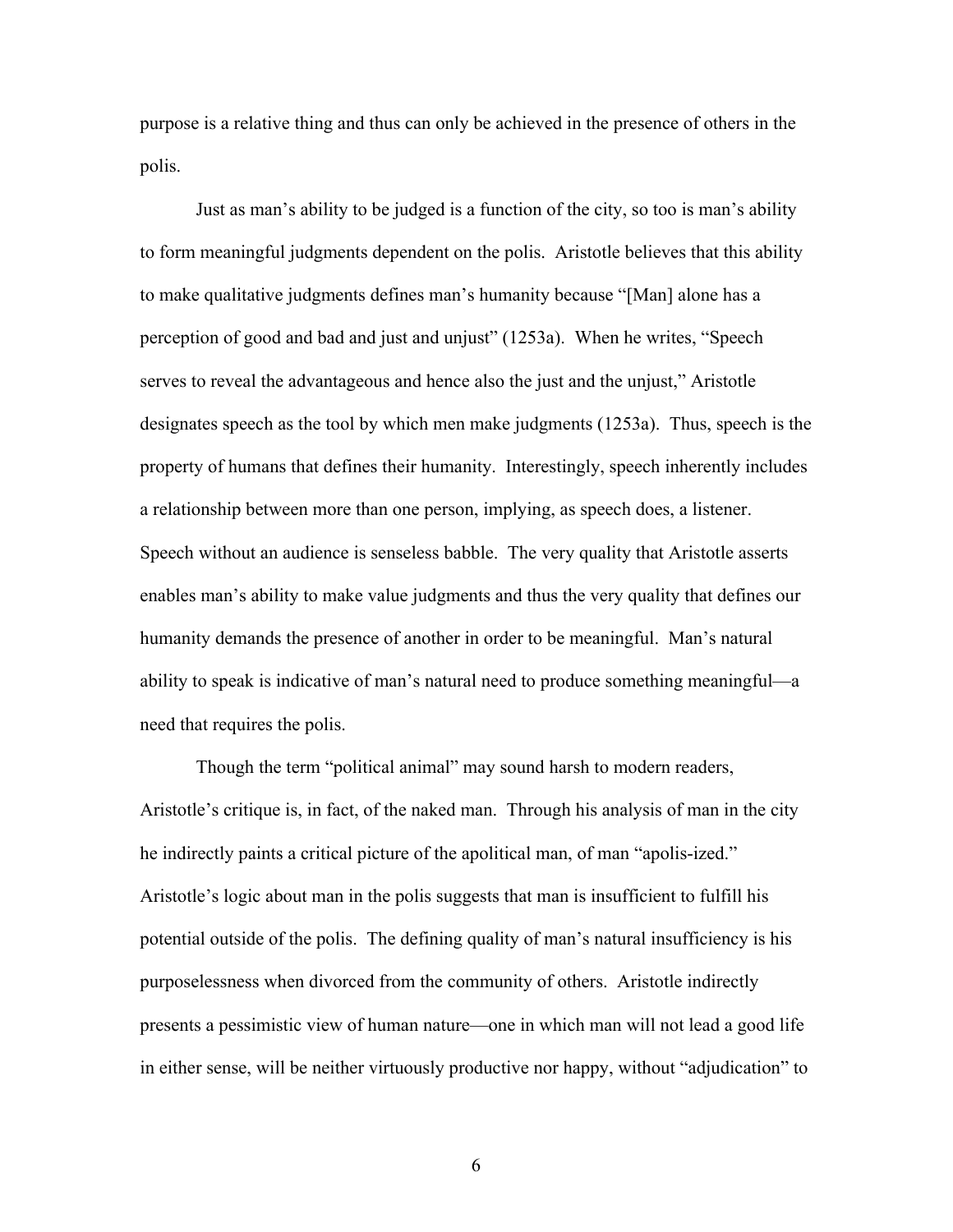purpose is a relative thing and thus can only be achieved in the presence of others in the polis.

Just as man's ability to be judged is a function of the city, so too is man's ability to form meaningful judgments dependent on the polis. Aristotle believes that this ability to make qualitative judgments defines man's humanity because "[Man] alone has a perception of good and bad and just and unjust" (1253a). When he writes, "Speech serves to reveal the advantageous and hence also the just and the unjust," Aristotle designates speech as the tool by which men make judgments (1253a). Thus, speech is the property of humans that defines their humanity. Interestingly, speech inherently includes a relationship between more than one person, implying, as speech does, a listener. Speech without an audience is senseless babble. The very quality that Aristotle asserts enables man's ability to make value judgments and thus the very quality that defines our humanity demands the presence of another in order to be meaningful. Man's natural ability to speak is indicative of man's natural need to produce something meaningful—a need that requires the polis.

Though the term "political animal" may sound harsh to modern readers, Aristotle's critique is, in fact, of the naked man. Through his analysis of man in the city he indirectly paints a critical picture of the apolitical man, of man "apolis-ized." Aristotle's logic about man in the polis suggests that man is insufficient to fulfill his potential outside of the polis. The defining quality of man's natural insufficiency is his purposelessness when divorced from the community of others. Aristotle indirectly presents a pessimistic view of human nature—one in which man will not lead a good life in either sense, will be neither virtuously productive nor happy, without "adjudication" to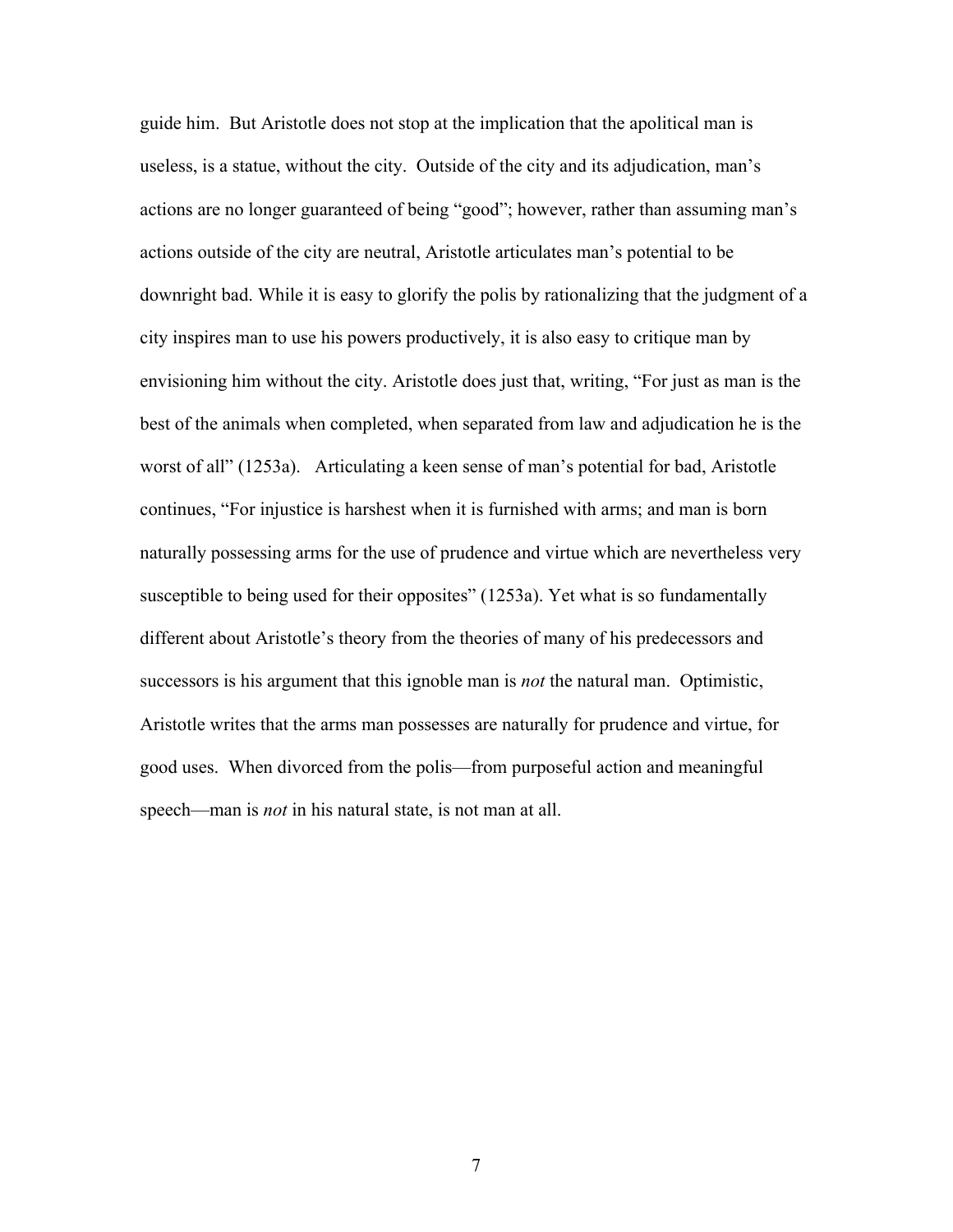guide him. But Aristotle does not stop at the implication that the apolitical man is useless, is a statue, without the city. Outside of the city and its adjudication, man's actions are no longer guaranteed of being "good"; however, rather than assuming man's actions outside of the city are neutral, Aristotle articulates man's potential to be downright bad. While it is easy to glorify the polis by rationalizing that the judgment of a city inspires man to use his powers productively, it is also easy to critique man by envisioning him without the city. Aristotle does just that, writing, "For just as man is the best of the animals when completed, when separated from law and adjudication he is the worst of all" (1253a). Articulating a keen sense of man's potential for bad, Aristotle continues, "For injustice is harshest when it is furnished with arms; and man is born naturally possessing arms for the use of prudence and virtue which are nevertheless very susceptible to being used for their opposites" (1253a). Yet what is so fundamentally different about Aristotle's theory from the theories of many of his predecessors and successors is his argument that this ignoble man is *not* the natural man. Optimistic, Aristotle writes that the arms man possesses are naturally for prudence and virtue, for good uses. When divorced from the polis—from purposeful action and meaningful speech—man is *not* in his natural state, is not man at all.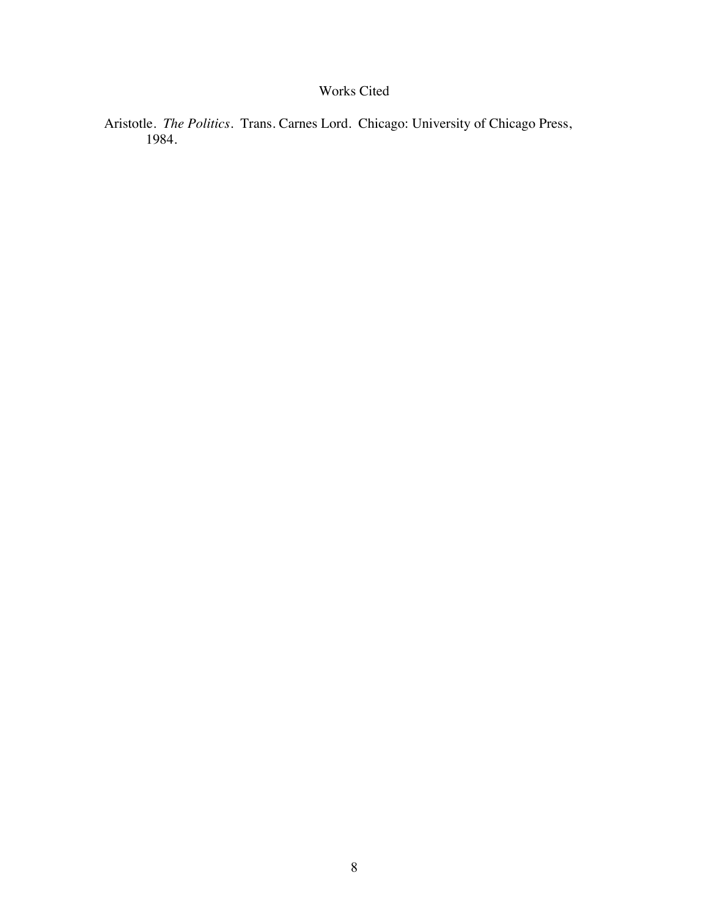# Works Cited

Aristotle. *The Politics*. Trans. Carnes Lord. Chicago: University of Chicago Press, 1984.